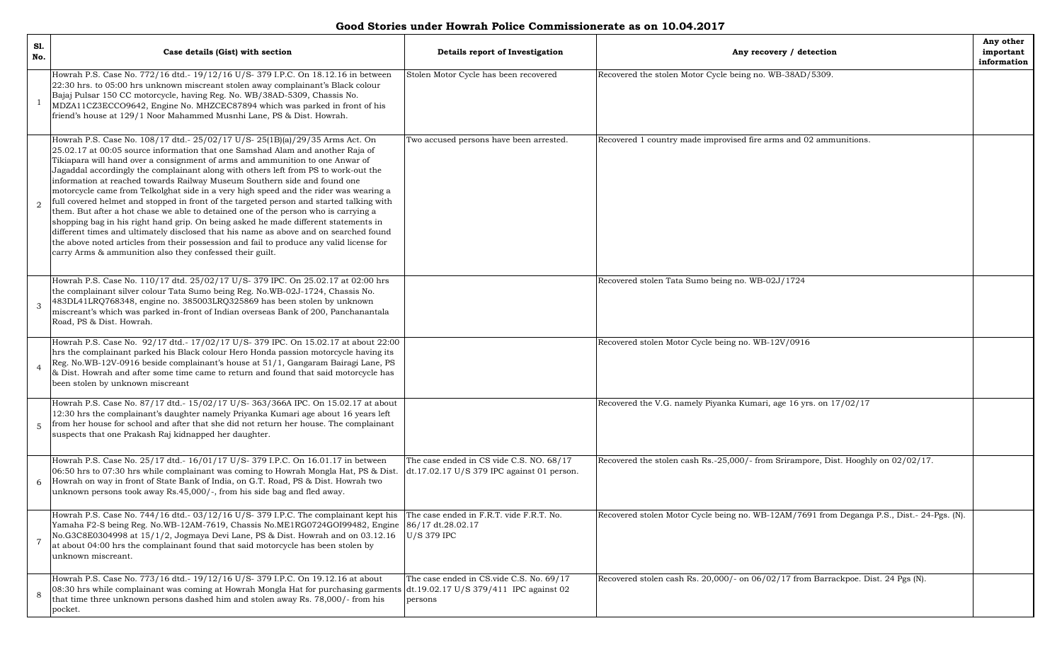# Good Stories under Howrah Police Commissionerate as on 10.04.2017

| Sl. No. | Case details (Gist) with section | Details report of Investigation | Any recovery / detection | Any other important information |
|---|---|---|---|---|
| 1 | Howrah P.S. Case No. 772/16 dtd.- 19/12/16 U/S- 379 I.P.C. On 18.12.16 in between 22:30 hrs. to 05:00 hrs unknown miscreant stolen away complainant's Black colour Bajaj Pulsar 150 CC motorcycle, having Reg. No. WB/38AD-5309, Chassis No. MDZA11CZ3ECCO9642, Engine No. MHZCEC87894 which was parked in front of his friend's house at 129/1 Noor Mahammed Musnhi Lane, PS & Dist. Howrah. | Stolen Motor Cycle has been recovered | Recovered the stolen Motor Cycle being no. WB-38AD/5309. | |
| 2 | Howrah P.S. Case No. 108/17 dtd.- 25/02/17 U/S- 25(1B)(a)/29/35 Arms Act. On 25.02.17 at 00:05 source information that one Samshad Alam and another Raja of Tikiapara will hand over a consignment of arms and ammunition to one Anwar of Jagaddal accordingly the complainant along with others left from PS to work-out the information at reached towards Railway Museum Southern side and found one motorcycle came from Telkolghat side in a very high speed and the rider was wearing a full covered helmet and stopped in front of the targeted person and started talking with them. But after a hot chase we able to detained one of the person who is carrying a shopping bag in his right hand grip. On being asked he made different statements in different times and ultimately disclosed that his name as above and on searched found the above noted articles from their possession and fail to produce any valid license for carry Arms & ammunition also they confessed their guilt. | Two accused persons have been arrested. | Recovered 1 country made improvised fire arms and 02 ammunitions. | |
| 3 | Howrah P.S. Case No. 110/17 dtd. 25/02/17 U/S- 379 IPC. On 25.02.17 at 02:00 hrs the complainant silver colour Tata Sumo being Reg. No.WB-02J-1724, Chassis No. 483DL41LRQ768348, engine no. 385003LRQ325869 has been stolen by unknown miscreant's which was parked in-front of Indian overseas Bank of 200, Panchanantala Road, PS & Dist. Howrah. | | Recovered stolen Tata Sumo being no. WB-02J/1724 | |
| 4 | Howrah P.S. Case No. 92/17 dtd.- 17/02/17 U/S- 379 IPC. On 15.02.17 at about 22:00 hrs the complainant parked his Black colour Hero Honda passion motorcycle having its Reg. No.WB-12V-0916 beside complainant's house at 51/1, Gangaram Bairagi Lane, PS & Dist. Howrah and after some time came to return and found that said motorcycle has been stolen by unknown miscreant | | Recovered stolen Motor Cycle being no. WB-12V/0916 | |
| 5 | Howrah P.S. Case No. 87/17 dtd.- 15/02/17 U/S- 363/366A IPC. On 15.02.17 at about 12:30 hrs the complainant's daughter namely Priyanka Kumari age about 16 years left from her house for school and after that she did not return her house. The complainant suspects that one Prakash Raj kidnapped her daughter. | | Recovered the V.G. namely Piyanka Kumari, age 16 yrs. on 17/02/17 | |
| 6 | Howrah P.S. Case No. 25/17 dtd.- 16/01/17 U/S- 379 I.P.C. On 16.01.17 in between 06:50 hrs to 07:30 hrs while complainant was coming to Howrah Mongla Hat, PS & Dist. Howrah on way in front of State Bank of India, on G.T. Road, PS & Dist. Howrah two unknown persons took away Rs.45,000/-, from his side bag and fled away. | The case ended in CS vide C.S. NO. 68/17 dt.17.02.17 U/S 379 IPC against 01 person. | Recovered the stolen cash Rs.-25,000/- from Srirampore, Dist. Hooghly on 02/02/17. | |
| 7 | Howrah P.S. Case No. 744/16 dtd.- 03/12/16 U/S- 379 I.P.C. The complainant kept his Yamaha F2-S being Reg. No.WB-12AM-7619, Chassis No.ME1RG0724GOI99482, Engine No.G3C8E0304998 at 15/1/2, Jogmaya Devi Lane, PS & Dist. Howrah and on 03.12.16 at about 04:00 hrs the complainant found that said motorcycle has been stolen by unknown miscreant. | The case ended in F.R.T. vide F.R.T. No. 86/17 dt.28.02.17 U/S 379 IPC | Recovered stolen Motor Cycle being no. WB-12AM/7691 from Deganga P.S., Dist.- 24-Pgs. (N). | |
| 8 | Howrah P.S. Case No. 773/16 dtd.- 19/12/16 U/S- 379 I.P.C. On 19.12.16 at about 08:30 hrs while complainant was coming at Howrah Mongla Hat for purchasing garments that time three unknown persons dashed him and stolen away Rs. 78,000/- from his pocket. | The case ended in CS.vide C.S. No. 69/17 dt.19.02.17 U/S 379/411 IPC against 02 persons | Recovered stolen cash Rs. 20,000/- on 06/02/17 from Barrackpoe. Dist. 24 Pgs (N). | |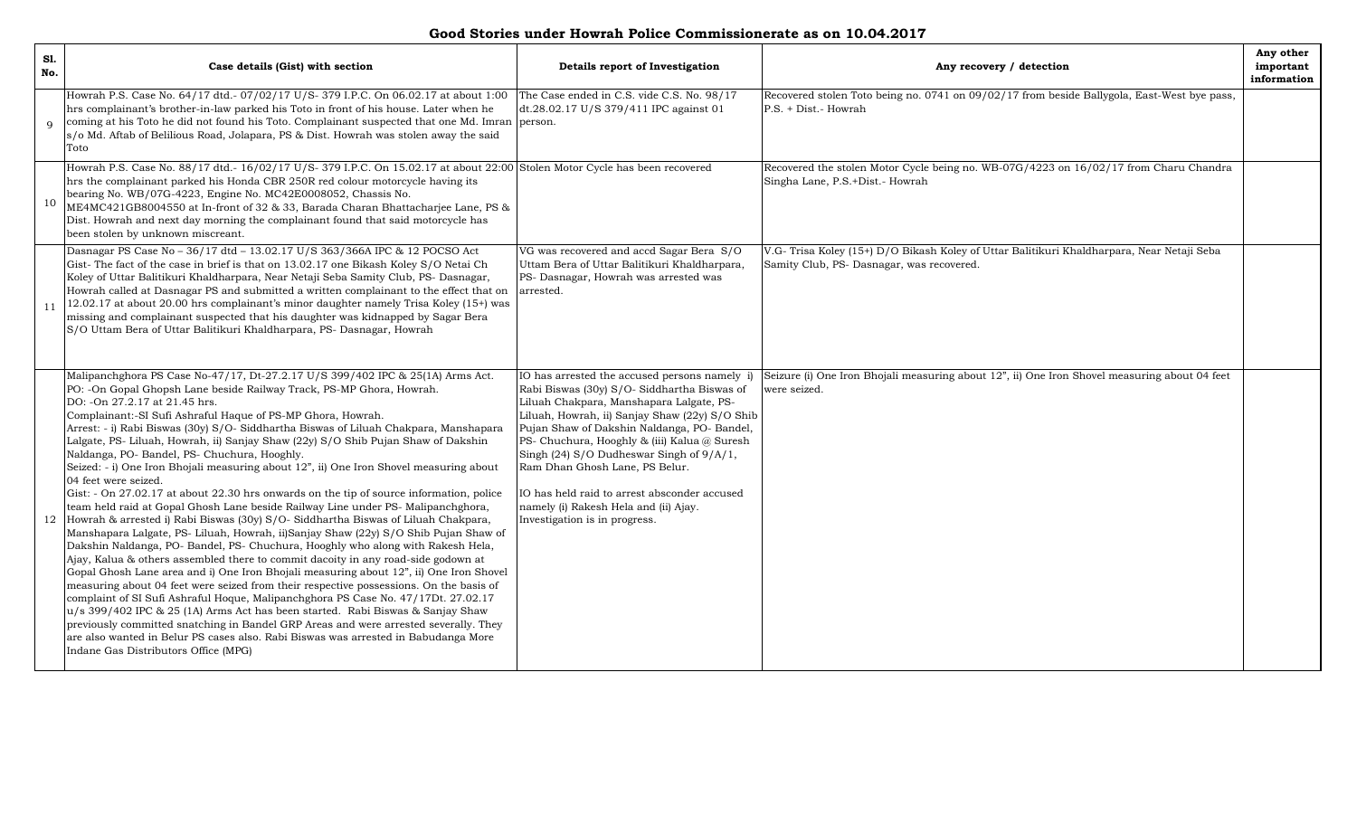# Good Stories under Howrah Police Commissionerate as on 10.04.2017

| Sl. No. | Case details (Gist) with section | Details report of Investigation | Any recovery / detection | Any other important information |
|---|---|---|---|---|
| 9 | Howrah P.S. Case No. 64/17 dtd.- 07/02/17 U/S- 379 I.P.C. On 06.02.17 at about 1:00 hrs complainant's brother-in-law parked his Toto in front of his house. Later when he coming at his Toto he did not found his Toto. Complainant suspected that one Md. Imran s/o Md. Aftab of Belilious Road, Jolapara, PS & Dist. Howrah was stolen away the said Toto | The Case ended in C.S. vide C.S. No. 98/17 dt.28.02.17 U/S 379/411 IPC against 01 person. | Recovered stolen Toto being no. 0741 on 09/02/17 from beside Ballygola, East-West bye pass, P.S. + Dist.- Howrah | |
| 10 | Howrah P.S. Case No. 88/17 dtd.- 16/02/17 U/S- 379 I.P.C. On 15.02.17 at about 22:00 hrs the complainant parked his Honda CBR 250R red colour motorcycle having its bearing No. WB/07G-4223, Engine No. MC42E0008052, Chassis No. ME4MC421GB8004550 at In-front of 32 & 33, Barada Charan Bhattacharjee Lane, PS & Dist. Howrah and next day morning the complainant found that said motorcycle has been stolen by unknown miscreant. | Stolen Motor Cycle has been recovered | Recovered the stolen Motor Cycle being no. WB-07G/4223 on 16/02/17 from Charu Chandra Singha Lane, P.S.+Dist.- Howrah | |
| 11 | Dasnagar PS Case No – 36/17 dtd – 13.02.17 U/S 363/366A IPC & 12 POCSO Act<br>Gist- The fact of the case in brief is that on 13.02.17 one Bikash Koley S/O Netai Ch Koley of Uttar Balitikuri Khaldharpara, Near Netaji Seba Samity Club, PS- Dasnagar, Howrah called at Dasnagar PS and submitted a written complainant to the effect that on 12.02.17 at about 20.00 hrs complainant's minor daughter namely Trisa Koley (15+) was missing and complainant suspected that his daughter was kidnapped by Sagar Bera S/O Uttam Bera of Uttar Balitikuri Khaldharpara, PS- Dasnagar, Howrah | VG was recovered and accd Sagar Bera S/O Uttam Bera of Uttar Balitikuri Khaldharpara, PS- Dasnagar, Howrah was arrested was arrested. | V.G- Trisa Koley (15+) D/O Bikash Koley of Uttar Balitikuri Khaldharpara, Near Netaji Seba Samity Club, PS- Dasnagar, was recovered. | |
| 12 | Malipanchghora PS Case No-47/17, Dt-27.2.17 U/S 399/402 IPC & 25(1A) Arms Act.<br>PO: -On Gopal Ghopsh Lane beside Railway Track, PS-MP Ghora, Howrah.<br>DO: -On 27.2.17 at 21.45 hrs.<br>Complainant:-SI Sufi Ashraful Haque of PS-MP Ghora, Howrah.<br>Arrest: - i) Rabi Biswas (30y) S/O- Siddhartha Biswas of Liluah Chakpara, Manshapara Lalgate, PS- Liluah, Howrah, ii) Sanjay Shaw (22y) S/O Shib Pujan Shaw of Dakshin Naldanga, PO- Bandel, PS- Chuchura, Hooghly.<br>Seized: - i) One Iron Bhojali measuring about 12", ii) One Iron Shovel measuring about 04 feet were seized.<br>Gist: - On 27.02.17 at about 22.30 hrs onwards on the tip of source information, police team held raid at Gopal Ghosh Lane beside Railway Line under PS- Malipanchghora, Howrah & arrested i) Rabi Biswas (30y) S/O- Siddhartha Biswas of Liluah Chakpara, Manshapara Lalgate, PS- Liluah, Howrah, ii)Sanjay Shaw (22y) S/O Shib Pujan Shaw of Dakshin Naldanga, PO- Bandel, PS- Chuchura, Hooghly who along with Rakesh Hela, Ajay, Kalua & others assembled there to commit dacoity in any road-side godown at Gopal Ghosh Lane area and i) One Iron Bhojali measuring about 12", ii) One Iron Shovel measuring about 04 feet were seized from their respective possessions. On the basis of complaint of SI Sufi Ashraful Hoque, Malipanchghora PS Case No. 47/17Dt. 27.02.17 u/s 399/402 IPC & 25 (1A) Arms Act has been started. Rabi Biswas & Sanjay Shaw previously committed snatching in Bandel GRP Areas and were arrested severally. They are also wanted in Belur PS cases also. Rabi Biswas was arrested in Babudanga More Indane Gas Distributors Office (MPG) | IO has arrested the accused persons namely i) Rabi Biswas (30y) S/O- Siddhartha Biswas of Liluah Chakpara, Manshapara Lalgate, PS- Liluah, Howrah, ii) Sanjay Shaw (22y) S/O Shib Pujan Shaw of Dakshin Naldanga, PO- Bandel, PS- Chuchura, Hooghly & (iii) Kalua @ Suresh Singh (24) S/O Dudheswar Singh of 9/A/1, Ram Dhan Ghosh Lane, PS Belur.<br><br>IO has held raid to arrest absconder accused namely (i) Rakesh Hela and (ii) Ajay. Investigation is in progress. | Seizure (i) One Iron Bhojali measuring about 12", ii) One Iron Shovel measuring about 04 feet were seized. | |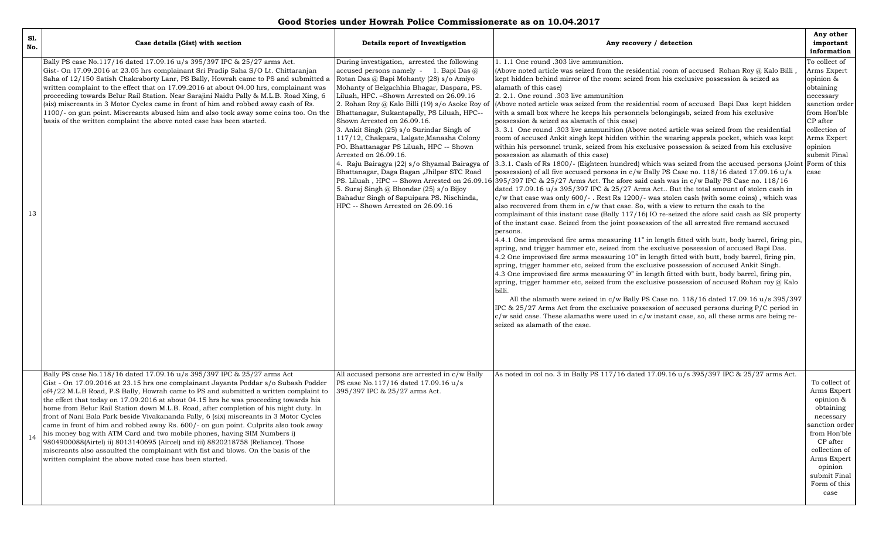# Good Stories under Howrah Police Commissionerate as on 10.04.2017

| Sl. No. | Case details (Gist) with section | Details report of Investigation | Any recovery / detection | Any other important information |
|---|---|---|---|---|
| 13 | Bally PS case No.117/16 dated 17.09.16 u/s 395/397 IPC & 25/27 arms Act.<br>Gist- On 17.09.2016 at 23.05 hrs complainant Sri Pradip Saha S/O Lt. Chittaranjan Saha of 12/150 Satish Chakraborty Lanr, PS Bally, Howrah came to PS and submitted a written complaint to the effect that on 17.09.2016 at about 04.00 hrs, complainant was proceeding towards Belur Rail Station. Near Sarajini Naidu Pally & M.L.B. Road Xing, 6 (six) miscreants in 3 Motor Cycles came in front of him and robbed away cash of Rs. 1100/- on gun point. Miscreants abused him and also took away some coins too. On the basis of the written complaint the above noted case has been started. | During investigation, arrested the following accused persons namely - 1. Bapi Das @ Rotan Das @ Bapi Mohanty (28) s/o Amiyo Mohanty of Belgachhia Bhagar, Daspara, PS. Liluah, HPC. –Shown Arrested on 26.09.16<br>2. Rohan Roy @ Kalo Billi (19) s/o Asoke Roy of Bhattanagar, Sukantapally, PS Liluah, HPC-- Shown Arrested on 26.09.16.<br>3. Ankit Singh (25) s/o Surindar Singh of 117/12, Chakpara, Lalgate,Manasha Colony PO. Bhattanagar PS Liluah, HPC -- Shown Arrested on 26.09.16.<br>4. Raju Bairagya (22) s/o Shyamal Bairagya of Bhattanagar, Daga Bagan ,Jhilpar STC Road PS. Liluah , HPC -- Shown Arrested on 26.09.16<br>5. Suraj Singh @ Bhondar (25) s/o Bijoy Bahadur Singh of Sapuipara PS. Nischinda, HPC -- Shown Arrested on 26.09.16 | 1. 1.1 One round .303 live ammunition.<br>(Above noted article was seized from the residential room of accused Rohan Roy @ Kalo Billi , kept hidden behind mirror of the room: seized from his exclusive possession & seized as alamath of this case)<br>2. 2.1. One round .303 live ammunition<br>(Above noted article was seized from the residential room of accused Bapi Das kept hidden with a small box where he keeps his personnels belongingsb, seized from his exclusive possession & seized as alamath of this case)<br>3. 3.1 One round .303 live ammunition (Above noted article was seized from the residential room of accused Ankit singh kept hidden within the wearing apprals pocket, which was kept within his personnel trunk, seized from his exclusive possession & seized from his exclusive possession as alamath of this case)<br>3.3.1. Cash of Rs 1800/- (Eighteen hundred) which was seized from the accused persons (Joint possession) of all five accused persons in c/w Bally PS Case no. 118/16 dated 17.09.16 u/s 395/397 IPC & 25/27 Arms Act. The afore said cash was in c/w Bally PS Case no. 118/16 dated 17.09.16 u/s 395/397 IPC & 25/27 Arms Act.. But the total amount of stolen cash in c/w that case was only 600/- . Rest Rs 1200/- was stolen cash (with some coins) , which was also recovered from them in c/w that case. So, with a view to return the cash to the complainant of this instant case (Bally 117/16) IO re-seized the afore said cash as SR property of the instant case. Seized from the joint possession of the all arrested five remand accused persons.<br>4.4.1 One improvised fire arms measuring 11" in length fitted with butt, body barrel, firing pin, spring, and trigger hammer etc, seized from the exclusive possession of accused Bapi Das.<br>4.2 One improvised fire arms measuring 10" in length fitted with butt, body barrel, firing pin, spring, trigger hammer etc, seized from the exclusive possession of accused Ankit Singh.<br>4.3 One improvised fire arms measuring 9" in length fitted with butt, body barrel, firing pin, spring, trigger hammer etc, seized from the exclusive possession of accused Rohan roy @ Kalo billi.<br>All the alamath were seized in c/w Bally PS Case no. 118/16 dated 17.09.16 u/s 395/397 IPC & 25/27 Arms Act from the exclusive possession of accused persons during P/C period in c/w said case. These alamaths were used in c/w instant case, so, all these arms are being re-seized as alamath of the case. | To collect of Arms Expert opinion & obtaining necessary sanction order from Hon'ble CP after collection of Arms Expert opinion submit Final Form of this case |
| 14 | Bally PS case No.118/16 dated 17.09.16 u/s 395/397 IPC & 25/27 arms Act<br>Gist - On 17.09.2016 at 23.15 hrs one complainant Jayanta Poddar s/o Subash Podder of4/22 M.L.B Road, P.S Bally, Howrah came to PS and submitted a written complaint to the effect that today on 17.09.2016 at about 04.15 hrs he was proceeding towards his home from Belur Rail Station down M.L.B. Road, after completion of his night duty. In front of Nani Bala Park beside Vivakananda Pally, 6 (six) miscreants in 3 Motor Cycles came in front of him and robbed away Rs. 600/- on gun point. Culprits also took away his money bag with ATM Card and two mobile phones, having SIM Numbers i) 9804900088(Airtel) ii) 8013140695 (Aircel) and iii) 8820218758 (Reliance). Those miscreants also assaulted the complainant with fist and blows. On the basis of the written complaint the above noted case has been started. | All accused persons are arrested in c/w Bally PS case No.117/16 dated 17.09.16 u/s 395/397 IPC & 25/27 arms Act. | As noted in col no. 3 in Bally PS 117/16 dated 17.09.16 u/s 395/397 IPC & 25/27 arms Act. | To collect of Arms Expert opinion & obtaining necessary sanction order from Hon'ble CP after collection of Arms Expert opinion submit Final Form of this case |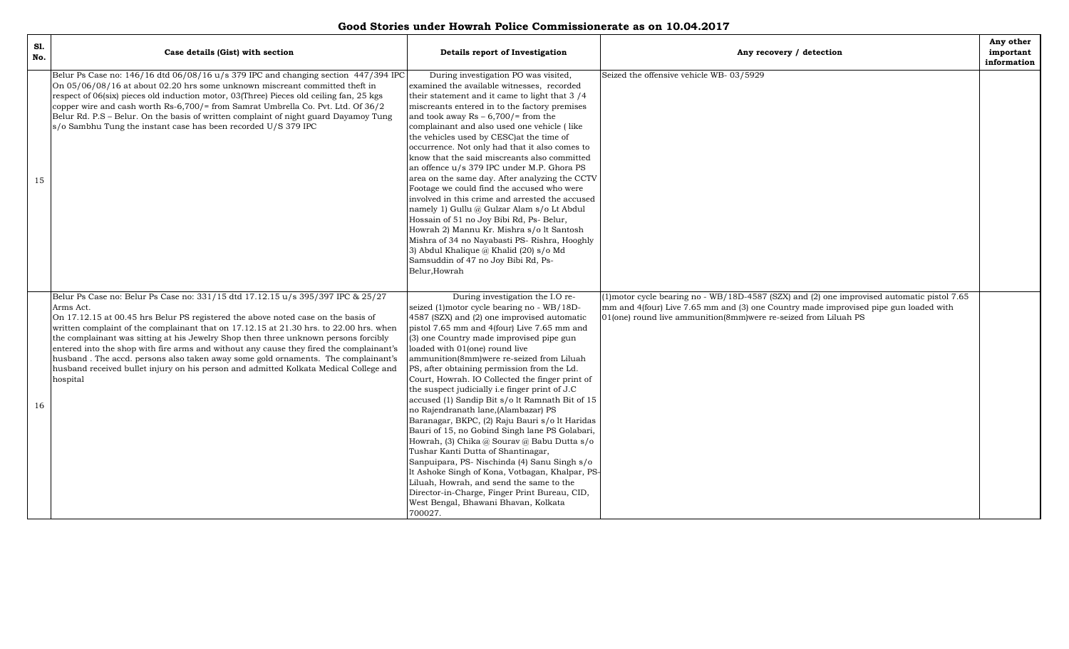# Good Stories under Howrah Police Commissionerate as on 10.04.2017

| Sl. No. | Case details (Gist) with section | Details report of Investigation | Any recovery / detection | Any other important information |
|---|---|---|---|---|
| 15 | Belur Ps Case no: 146/16 dtd 06/08/16 u/s 379 IPC and changing section 447/394 IPC On 05/06/08/16 at about 02.20 hrs some unknown miscreant committed theft in respect of 06(six) pieces old induction motor, 03(Three) Pieces old ceiling fan, 25 kgs copper wire and cash worth Rs-6,700/= from Samrat Umbrella Co. Pvt. Ltd. Of 36/2 Belur Rd. P.S – Belur. On the basis of written complaint of night guard Dayamoy Tung s/o Sambhu Tung the instant case has been recorded U/S 379 IPC | During investigation PO was visited, examined the available witnesses, recorded their statement and it came to light that 3 /4 miscreants entered in to the factory premises and took away Rs – 6,700/= from the complainant and also used one vehicle ( like the vehicles used by CESC)at the time of occurrence. Not only had that it also comes to know that the said miscreants also committed an offence u/s 379 IPC under M.P. Ghora PS area on the same day. After analyzing the CCTV Footage we could find the accused who were involved in this crime and arrested the accused namely 1) Gullu @ Gulzar Alam s/o Lt Abdul Hossain of 51 no Joy Bibi Rd, Ps- Belur, Howrah 2) Mannu Kr. Mishra s/o lt Santosh Mishra of 34 no Nayabasti PS- Rishra, Hooghly 3) Abdul Khalique @ Khalid (20) s/o Md Samsuddin of 47 no Joy Bibi Rd, Ps- Belur,Howrah | Seized the offensive vehicle WB- 03/5929 | |
| 16 | Belur Ps Case no: Belur Ps Case no: 331/15 dtd 17.12.15 u/s 395/397 IPC & 25/27 Arms Act. On 17.12.15 at 00.45 hrs Belur PS registered the above noted case on the basis of written complaint of the complainant that on 17.12.15 at 21.30 hrs. to 22.00 hrs. when the complainant was sitting at his Jewelry Shop then three unknown persons forcibly entered into the shop with fire arms and without any cause they fired the complainant's husband . The accd. persons also taken away some gold ornaments. The complainant's husband received bullet injury on his person and admitted Kolkata Medical College and hospital | During investigation the I.O re-seized (1)motor cycle bearing no - WB/18D-4587 (SZX) and (2) one improvised automatic pistol 7.65 mm and 4(four) Live 7.65 mm and (3) one Country made improvised pipe gun loaded with 01(one) round live ammunition(8mm)were re-seized from Liluah PS, after obtaining permission from the Ld. Court, Howrah. IO Collected the finger print of the suspect judicially i.e finger print of J.C accused (1) Sandip Bit s/o lt Ramnath Bit of 15 no Rajendranath lane,(Alambazar) PS Baranagar, BKPC, (2) Raju Bauri s/o lt Haridas Bauri of 15, no Gobind Singh lane PS Golabari, Howrah, (3) Chika @ Sourav @ Babu Dutta s/o Tushar Kanti Dutta of Shantinagar, Sanpuipara, PS- Nischinda (4) Sanu Singh s/o lt Ashoke Singh of Kona, Votbagan, Khalpar, PS-Liluah, Howrah, and send the same to the Director-in-Charge, Finger Print Bureau, CID, West Bengal, Bhawani Bhavan, Kolkata 700027. | (1)motor cycle bearing no - WB/18D-4587 (SZX) and (2) one improvised automatic pistol 7.65 mm and 4(four) Live 7.65 mm and (3) one Country made improvised pipe gun loaded with 01(one) round live ammunition(8mm)were re-seized from Liluah PS | |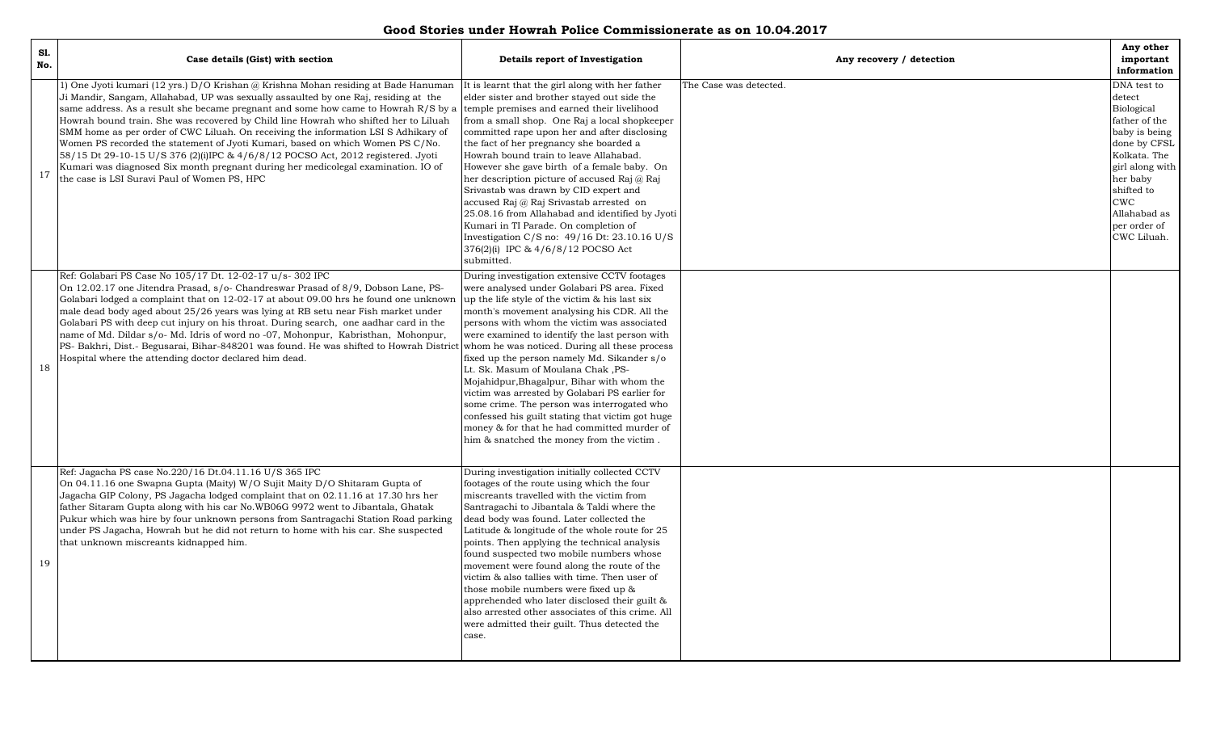# Good Stories under Howrah Police Commissionerate as on 10.04.2017

| Sl. No. | Case details (Gist) with section | Details report of Investigation | Any recovery / detection | Any other important information |
|---|---|---|---|---|
| 17 | 1) One Jyoti kumari (12 yrs.) D/O Krishan @ Krishna Mohan residing at Bade Hanuman Ji Mandir, Sangam, Allahabad, UP was sexually assaulted by one Raj, residing at the same address. As a result she became pregnant and some how came to Howrah R/S by a Howrah bound train. She was recovered by Child line Howrah who shifted her to Liluah SMM home as per order of CWC Liluah. On receiving the information LSI S Adhikary of Women PS recorded the statement of Jyoti Kumari, based on which Women PS C/No. 58/15 Dt 29-10-15 U/S 376 (2)(i)IPC & 4/6/8/12 POCSO Act, 2012 registered. Jyoti Kumari was diagnosed Six month pregnant during her medicolegal examination. IO of the case is LSI Suravi Paul of Women PS, HPC | It is learnt that the girl along with her father elder sister and brother stayed out side the temple premises and earned their livelihood from a small shop. One Raj a local shopkeeper committed rape upon her and after disclosing the fact of her pregnancy she boarded a Howrah bound train to leave Allahabad. However she gave birth of a female baby. On her description picture of accused Raj @ Raj Srivastab was drawn by CID expert and accused Raj @ Raj Srivastab arrested on 25.08.16 from Allahabad and identified by Jyoti Kumari in TI Parade. On completion of Investigation C/S no: 49/16 Dt: 23.10.16 U/S 376(2)(i) IPC & 4/6/8/12 POCSO Act submitted. | The Case was detected. | DNA test to detect Biological father of the baby is being done by CFSL Kolkata. The girl along with her baby shifted to CWC Allahabad as per order of CWC Liluah. |
| 18 | Ref: Golabari PS Case No 105/17 Dt. 12-02-17 u/s- 302 IPC<br>On 12.02.17 one Jitendra Prasad, s/o- Chandreswar Prasad of 8/9, Dobson Lane, PS-Golabari lodged a complaint that on 12-02-17 at about 09.00 hrs he found one unknown male dead body aged about 25/26 years was lying at RB setu near Fish market under Golabari PS with deep cut injury on his throat. During search, one aadhar card in the name of Md. Dildar s/o- Md. Idris of word no -07, Mohonpur, Kabristhan, Mohonpur, PS- Bakhri, Dist.- Begusarai, Bihar-848201 was found. He was shifted to Howrah District Hospital where the attending doctor declared him dead. | During investigation extensive CCTV footages were analysed under Golabari PS area. Fixed up the life style of the victim & his last six month's movement analysing his CDR. All the persons with whom the victim was associated were examined to identify the last person with whom he was noticed. During all these process fixed up the person namely Md. Sikander s/o Lt. Sk. Masum of Moulana Chak ,PS-Mojahidpur,Bhagalpur, Bihar with whom the victim was arrested by Golabari PS earlier for some crime. The person was interrogated who confessed his guilt stating that victim got huge money & for that he had committed murder of him & snatched the money from the victim . | | |
| 19 | Ref: Jagacha PS case No.220/16 Dt.04.11.16 U/S 365 IPC<br>On 04.11.16 one Swapna Gupta (Maity) W/O Sujit Maity D/O Shitaram Gupta of Jagacha GIP Colony, PS Jagacha lodged complaint that on 02.11.16 at 17.30 hrs her father Sitaram Gupta along with his car No.WB06G 9972 went to Jibantala, Ghatak Pukur which was hire by four unknown persons from Santragachi Station Road parking under PS Jagacha, Howrah but he did not return to home with his car. She suspected that unknown miscreants kidnapped him. | During investigation initially collected CCTV footages of the route using which the four miscreants travelled with the victim from Santragachi to Jibantala & Taldi where the dead body was found. Later collected the Latitude & longitude of the whole route for 25 points. Then applying the technical analysis found suspected two mobile numbers whose movement were found along the route of the victim & also tallies with time. Then user of those mobile numbers were fixed up & apprehended who later disclosed their guilt & also arrested other associates of this crime. All were admitted their guilt. Thus detected the case. | | |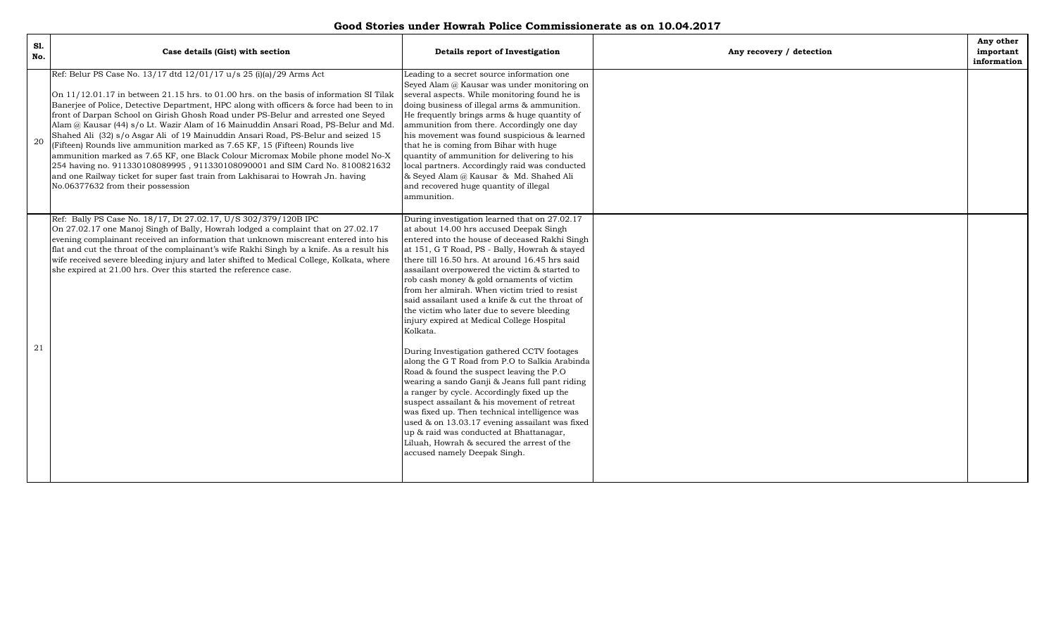# Good Stories under Howrah Police Commissionerate as on 10.04.2017

| Sl. No. | Case details (Gist) with section | Details report of Investigation | Any recovery / detection | Any other important information |
|---|---|---|---|---|
| 20 | Ref: Belur PS Case No. 13/17 dtd 12/01/17 u/s 25 (i)(a)/29 Arms Act<br><br>On 11/12.01.17 in between 21.15 hrs. to 01.00 hrs. on the basis of information SI Tilak Banerjee of Police, Detective Department, HPC along with officers & force had been to in front of Darpan School on Girish Ghosh Road under PS-Belur and arrested one Seyed Alam @ Kausar (44) s/o Lt. Wazir Alam of 16 Mainuddin Ansari Road, PS-Belur and Md. Shahed Ali (32) s/o Asgar Ali of 19 Mainuddin Ansari Road, PS-Belur and seized 15 (Fifteen) Rounds live ammunition marked as 7.65 KF, 15 (Fifteen) Rounds live ammunition marked as 7.65 KF, one Black Colour Micromax Mobile phone model No-X 254 having no. 911330108089995 , 911330108090001 and SIM Card No. 8100821632 and one Railway ticket for super fast train from Lakhisarai to Howrah Jn. having No.06377632 from their possession | Leading to a secret source information one Seyed Alam @ Kausar was under monitoring on several aspects. While monitoring found he is doing business of illegal arms & ammunition. He frequently brings arms & huge quantity of ammunition from there. Accordingly one day his movement was found suspicious & learned that he is coming from Bihar with huge quantity of ammunition for delivering to his local partners. Accordingly raid was conducted & Seyed Alam @ Kausar & Md. Shahed Ali and recovered huge quantity of illegal ammunition. | | |
| 21 | Ref: Bally PS Case No. 18/17, Dt 27.02.17, U/S 302/379/120B IPC<br>On 27.02.17 one Manoj Singh of Bally, Howrah lodged a complaint that on 27.02.17 evening complainant received an information that unknown miscreant entered into his flat and cut the throat of the complainant's wife Rakhi Singh by a knife. As a result his wife received severe bleeding injury and later shifted to Medical College, Kolkata, where she expired at 21.00 hrs. Over this started the reference case. | During investigation learned that on 27.02.17 at about 14.00 hrs accused Deepak Singh entered into the house of deceased Rakhi Singh at 151, G T Road, PS - Bally, Howrah & stayed there till 16.50 hrs. At around 16.45 hrs said assailant overpowered the victim & started to rob cash money & gold ornaments of victim from her almirah. When victim tried to resist said assailant used a knife & cut the throat of the victim who later due to severe bleeding injury expired at Medical College Hospital Kolkata.<br><br>During Investigation gathered CCTV footages along the G T Road from P.O to Salkia Arabinda Road & found the suspect leaving the P.O wearing a sando Ganji & Jeans full pant riding a ranger by cycle. Accordingly fixed up the suspect assailant & his movement of retreat was fixed up. Then technical intelligence was used & on 13.03.17 evening assailant was fixed up & raid was conducted at Bhattanagar, Liluah, Howrah & secured the arrest of the accused namely Deepak Singh. | | |